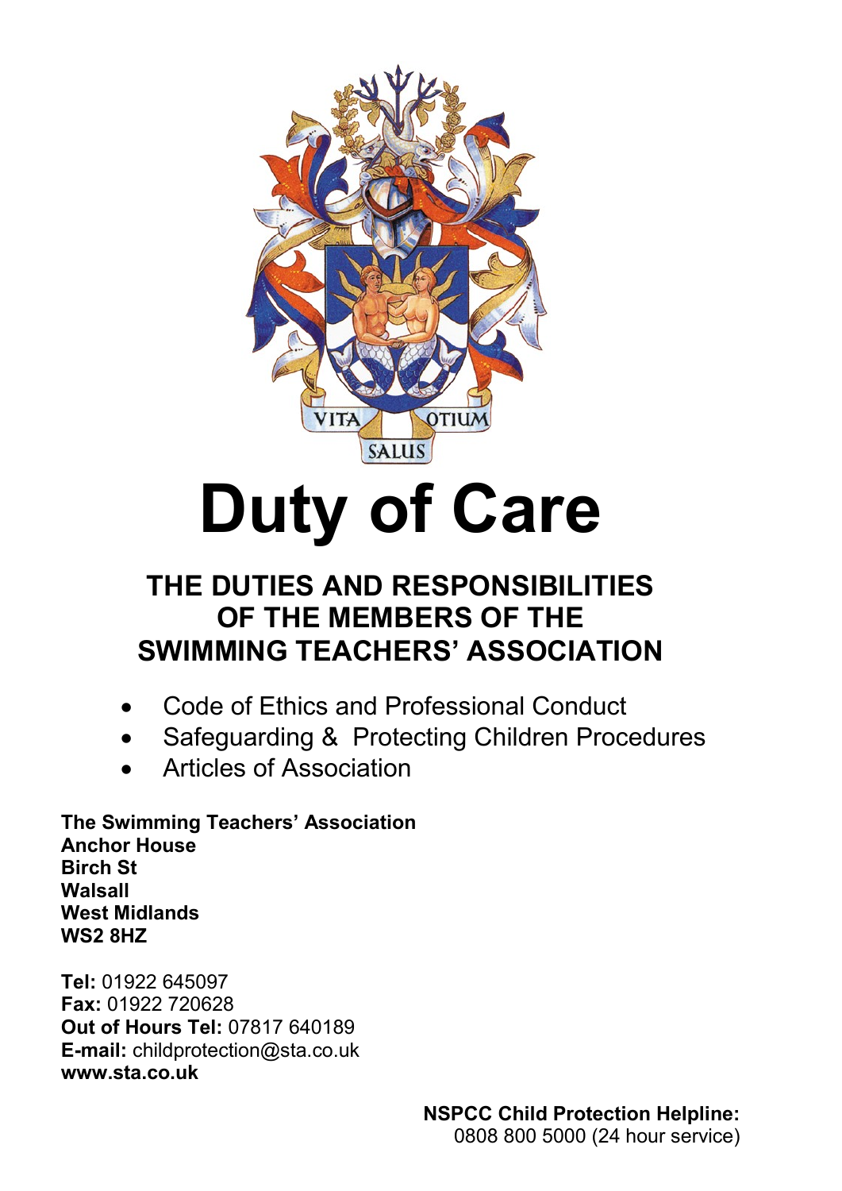VITA SALUS OTIUM

# Duty of Care

## THE DUTIES AND RESPONSIBILITIES OF THE MEMBERS OF THE SWIMMING TEACHERS' ASSOCIATION

- Code of Ethics and Professional Conduct
- Safeguarding & Protecting Children Procedures
- Articles of Association

**The Swimming Teachers' Association**
**Anchor House**
**Birch St**
**Walsall**
**West Midlands**
**WS2 8HZ**

**Tel:** 01922 645097
**Fax:** 01922 720628
**Out of Hours Tel:** 07817 640189
**E-mail:** childprotection@sta.co.uk
**www.sta.co.uk**

**NSPCC Child Protection Helpline:**
0808 800 5000 (24 hour service)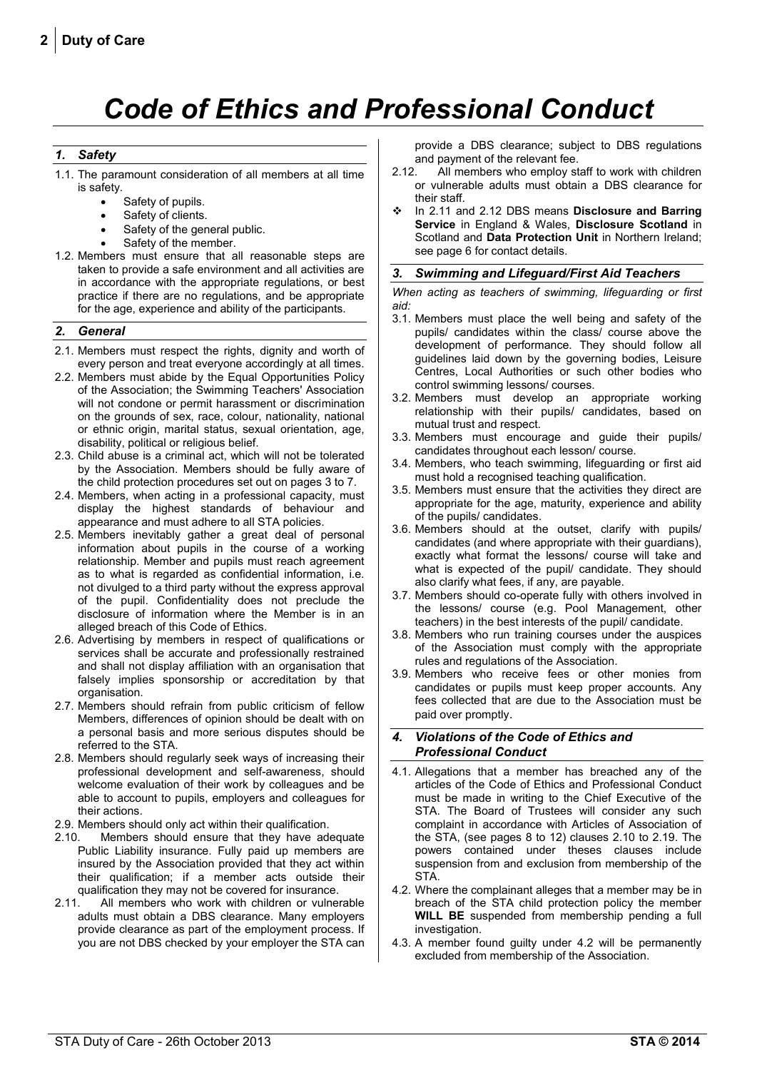# *Code of Ethics and Professional Conduct*

## *1. Safety*

1.1. The paramount consideration of all members at all time is safety.
   - Safety of pupils.
   - Safety of clients.
   - Safety of the general public.
   - Safety of the member.

1.2. Members must ensure that all reasonable steps are taken to provide a safe environment and all activities are in accordance with the appropriate regulations, or best practice if there are no regulations, and be appropriate for the age, experience and ability of the participants.

## *2. General*

2.1. Members must respect the rights, dignity and worth of every person and treat everyone accordingly at all times.

2.2. Members must abide by the Equal Opportunities Policy of the Association; the Swimming Teachers' Association will not condone or permit harassment or discrimination on the grounds of sex, race, colour, nationality, national or ethnic origin, marital status, sexual orientation, age, disability, political or religious belief.

2.3. Child abuse is a criminal act, which will not be tolerated by the Association. Members should be fully aware of the child protection procedures set out on pages 3 to 7.

2.4. Members, when acting in a professional capacity, must display the highest standards of behaviour and appearance and must adhere to all STA policies.

2.5. Members inevitably gather a great deal of personal information about pupils in the course of a working relationship. Member and pupils must reach agreement as to what is regarded as confidential information, i.e. not divulged to a third party without the express approval of the pupil. Confidentiality does not preclude the disclosure of information where the Member is in an alleged breach of this Code of Ethics.

2.6. Advertising by members in respect of qualifications or services shall be accurate and professionally restrained and shall not display affiliation with an organisation that falsely implies sponsorship or accreditation by that organisation.

2.7. Members should refrain from public criticism of fellow Members, differences of opinion should be dealt with on a personal basis and more serious disputes should be referred to the STA.

2.8. Members should regularly seek ways of increasing their professional development and self-awareness, should welcome evaluation of their work by colleagues and be able to account to pupils, employers and colleagues for their actions.

2.9. Members should only act within their qualification.

2.10. Members should ensure that they have adequate Public Liability insurance. Fully paid up members are insured by the Association provided that they act within their qualification; if a member acts outside their qualification they may not be covered for insurance.

2.11. All members who work with children or vulnerable adults must obtain a DBS clearance. Many employers provide clearance as part of the employment process. If you are not DBS checked by your employer the STA can provide a DBS clearance; subject to DBS regulations and payment of the relevant fee.

2.12. All members who employ staff to work with children or vulnerable adults must obtain a DBS clearance for their staff.

❖ In 2.11 and 2.12 DBS means **Disclosure and Barring Service** in England & Wales, **Disclosure Scotland** in Scotland and **Data Protection Unit** in Northern Ireland; see page 6 for contact details.

## *3. Swimming and Lifeguard/First Aid Teachers*

*When acting as teachers of swimming, lifeguarding or first aid:*

3.1. Members must place the well being and safety of the pupils/ candidates within the class/ course above the development of performance. They should follow all guidelines laid down by the governing bodies, Leisure Centres, Local Authorities or such other bodies who control swimming lessons/ courses.

3.2. Members must develop an appropriate working relationship with their pupils/ candidates, based on mutual trust and respect.

3.3. Members must encourage and guide their pupils/ candidates throughout each lesson/ course.

3.4. Members, who teach swimming, lifeguarding or first aid must hold a recognised teaching qualification.

3.5. Members must ensure that the activities they direct are appropriate for the age, maturity, experience and ability of the pupils/ candidates.

3.6. Members should at the outset, clarify with pupils/ candidates (and where appropriate with their guardians), exactly what format the lessons/ course will take and what is expected of the pupil/ candidate. They should also clarify what fees, if any, are payable.

3.7. Members should co-operate fully with others involved in the lessons/ course (e.g. Pool Management, other teachers) in the best interests of the pupil/ candidate.

3.8. Members who run training courses under the auspices of the Association must comply with the appropriate rules and regulations of the Association.

3.9. Members who receive fees or other monies from candidates or pupils must keep proper accounts. Any fees collected that are due to the Association must be paid over promptly.

## *4. Violations of the Code of Ethics and Professional Conduct*

4.1. Allegations that a member has breached any of the articles of the Code of Ethics and Professional Conduct must be made in writing to the Chief Executive of the STA. The Board of Trustees will consider any such complaint in accordance with Articles of Association of the STA, (see pages 8 to 12) clauses 2.10 to 2.19. The powers contained under theses clauses include suspension from and exclusion from membership of the STA.

4.2. Where the complainant alleges that a member may be in breach of the STA child protection policy the member **WILL BE** suspended from membership pending a full investigation.

4.3. A member found guilty under 4.2 will be permanently excluded from membership of the Association.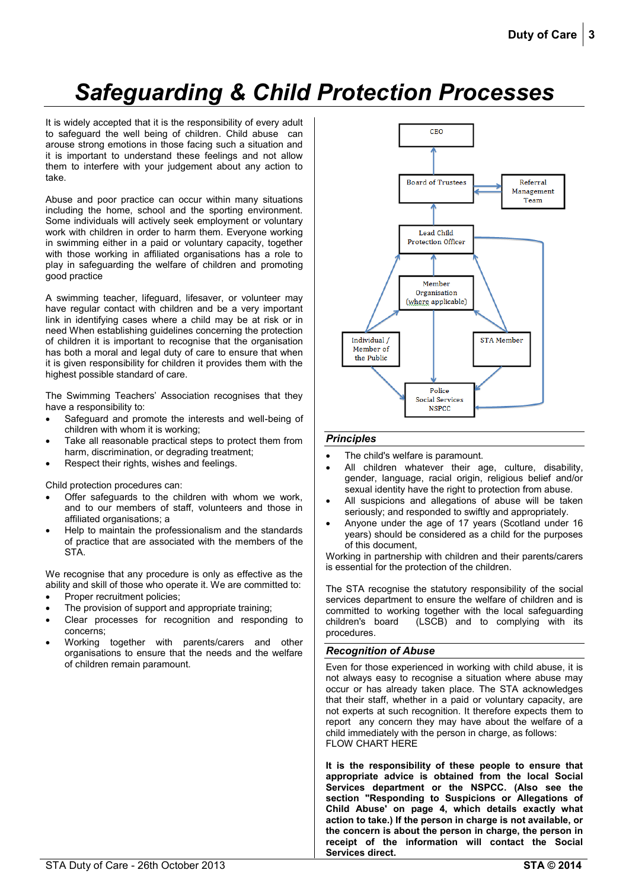# Safeguarding & Child Protection Processes

It is widely accepted that it is the responsibility of every adult to safeguard the well being of children. Child abuse can arouse strong emotions in those facing such a situation and it is important to understand these feelings and not allow them to interfere with your judgement about any action to take.

Abuse and poor practice can occur within many situations including the home, school and the sporting environment. Some individuals will actively seek employment or voluntary work with children in order to harm them. Everyone working in swimming either in a paid or voluntary capacity, together with those working in affiliated organisations has a role to play in safeguarding the welfare of children and promoting good practice

A swimming teacher, lifeguard, lifesaver, or volunteer may have regular contact with children and be a very important link in identifying cases where a child may be at risk or in need When establishing guidelines concerning the protection of children it is important to recognise that the organisation has both a moral and legal duty of care to ensure that when it is given responsibility for children it provides them with the highest possible standard of care.

The Swimming Teachers' Association recognises that they have a responsibility to:

- Safeguard and promote the interests and well-being of children with whom it is working;
- Take all reasonable practical steps to protect them from harm, discrimination, or degrading treatment;
- Respect their rights, wishes and feelings.

Child protection procedures can:

- Offer safeguards to the children with whom we work, and to our members of staff, volunteers and those in affiliated organisations; a
- Help to maintain the professionalism and the standards of practice that are associated with the members of the STA.

We recognise that any procedure is only as effective as the ability and skill of those who operate it. We are committed to:

- Proper recruitment policies;
- The provision of support and appropriate training;
- Clear processes for recognition and responding to concerns;
- Working together with parents/carers and other organisations to ensure that the needs and the welfare of children remain paramount.

CEO

Board of Trustees

Referral Management Team

Lead Child Protection Officer

Member Organisation (where applicable)

Individual / Member of the Public

STA Member

Police Social Services NSPCC

## Principles

- The child's welfare is paramount.
- All children whatever their age, culture, disability, gender, language, racial origin, religious belief and/or sexual identity have the right to protection from abuse.
- All suspicions and allegations of abuse will be taken seriously; and responded to swiftly and appropriately.
- Anyone under the age of 17 years (Scotland under 16 years) should be considered as a child for the purposes of this document,

Working in partnership with children and their parents/carers is essential for the protection of the children.

The STA recognise the statutory responsibility of the social services department to ensure the welfare of children and is committed to working together with the local safeguarding children's board (LSCB) and to complying with its procedures.

## Recognition of Abuse

Even for those experienced in working with child abuse, it is not always easy to recognise a situation where abuse may occur or has already taken place. The STA acknowledges that their staff, whether in a paid or voluntary capacity, are not experts at such recognition. It therefore expects them to report any concern they may have about the welfare of a child immediately with the person in charge, as follows:
FLOW CHART HERE

**It is the responsibility of these people to ensure that appropriate advice is obtained from the local Social Services department or the NSPCC. (Also see the section "Responding to Suspicions or Allegations of Child Abuse' on page 4, which details exactly what action to take.) If the person in charge is not available, or the concern is about the person in charge, the person in receipt of the information will contact the Social Services direct.**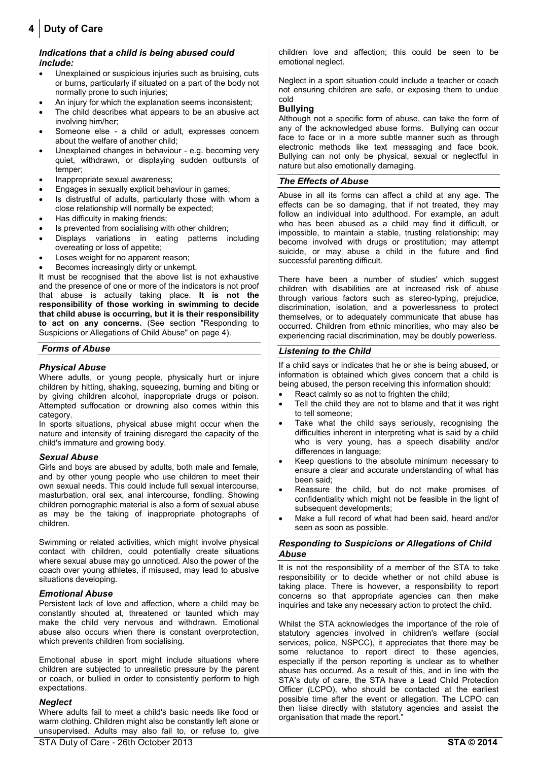#### *Indications that a child is being abused could include:*

- Unexplained or suspicious injuries such as bruising, cuts or burns, particularly if situated on a part of the body not normally prone to such injuries;
- An injury for which the explanation seems inconsistent;
- The child describes what appears to be an abusive act involving him/her;
- Someone else - a child or adult, expresses concern about the welfare of another child;
- Unexplained changes in behaviour - e.g. becoming very quiet, withdrawn, or displaying sudden outbursts of temper;
- Inappropriate sexual awareness;
- Engages in sexually explicit behaviour in games;
- Is distrustful of adults, particularly those with whom a close relationship will normally be expected;
- Has difficulty in making friends;
- Is prevented from socialising with other children;
- Displays variations in eating patterns including overeating or loss of appetite;
- Loses weight for no apparent reason;
- Becomes increasingly dirty or unkempt.

It must be recognised that the above list is not exhaustive and the presence of one or more of the indicators is not proof that abuse is actually taking place. **It is not the responsibility of those working in swimming to decide that child abuse is occurring, but it is their responsibility to act on any concerns.** (See section "Responding to Suspicions or Allegations of Child Abuse" on page 4).

### *Forms of Abuse*

#### *Physical Abuse*

Where adults, or young people, physically hurt or injure children by hitting, shaking, squeezing, burning and biting or by giving children alcohol, inappropriate drugs or poison. Attempted suffocation or drowning also comes within this category.

In sports situations, physical abuse might occur when the nature and intensity of training disregard the capacity of the child's immature and growing body.

#### *Sexual Abuse*

Girls and boys are abused by adults, both male and female, and by other young people who use children to meet their own sexual needs. This could include full sexual intercourse, masturbation, oral sex, anal intercourse, fondling. Showing children pornographic material is also a form of sexual abuse as may be the taking of inappropriate photographs of children.

Swimming or related activities, which might involve physical contact with children, could potentially create situations where sexual abuse may go unnoticed. Also the power of the coach over young athletes, if misused, may lead to abusive situations developing.

#### *Emotional Abuse*

Persistent lack of love and affection, where a child may be constantly shouted at, threatened or taunted which may make the child very nervous and withdrawn. Emotional abuse also occurs when there is constant overprotection, which prevents children from socialising.

Emotional abuse in sport might include situations where children are subjected to unrealistic pressure by the parent or coach, or bullied in order to consistently perform to high expectations.

#### *Neglect*

Where adults fail to meet a child's basic needs like food or warm clothing. Children might also be constantly left alone or unsupervised. Adults may also fail to, or refuse to, give children love and affection; this could be seen to be emotional neglect.

Neglect in a sport situation could include a teacher or coach not ensuring children are safe, or exposing them to undue cold

#### **Bullying**

Although not a specific form of abuse, can take the form of any of the acknowledged abuse forms. Bullying can occur face to face or in a more subtle manner such as through electronic methods like text messaging and face book. Bullying can not only be physical, sexual or neglectful in nature but also emotionally damaging.

### *The Effects of Abuse*

Abuse in all its forms can affect a child at any age. The effects can be so damaging, that if not treated, they may follow an individual into adulthood. For example, an adult who has been abused as a child may find it difficult, or impossible, to maintain a stable, trusting relationship; may become involved with drugs or prostitution; may attempt suicide, or may abuse a child in the future and find successful parenting difficult.

There have been a number of studies' which suggest children with disabilities are at increased risk of abuse through various factors such as stereo-typing, prejudice, discrimination, isolation, and a powerlessness to protect themselves, or to adequately communicate that abuse has occurred. Children from ethnic minorities, who may also be experiencing racial discrimination, may be doubly powerless.

### *Listening to the Child*

If a child says or indicates that he or she is being abused, or information is obtained which gives concern that a child is being abused, the person receiving this information should:

- React calmly so as not to frighten the child;
- Tell the child they are not to blame and that it was right to tell someone;
- Take what the child says seriously, recognising the difficulties inherent in interpreting what is said by a child who is very young, has a speech disability and/or differences in language;
- Keep questions to the absolute minimum necessary to ensure a clear and accurate understanding of what has been said;
- Reassure the child, but do not make promises of confidentiality which might not be feasible in the light of subsequent developments;
- Make a full record of what had been said, heard and/or seen as soon as possible.

### *Responding to Suspicions or Allegations of Child Abuse*

It is not the responsibility of a member of the STA to take responsibility or to decide whether or not child abuse is taking place. There is however, a responsibility to report concerns so that appropriate agencies can then make inquiries and take any necessary action to protect the child.

Whilst the STA acknowledges the importance of the role of statutory agencies involved in children's welfare (social services, police, NSPCC), it appreciates that there may be some reluctance to report direct to these agencies, especially if the person reporting is unclear as to whether abuse has occurred. As a result of this, and in line with the STA's duty of care, the STA have a Lead Child Protection Officer (LCPO), who should be contacted at the earliest possible time after the event or allegation. The LCPO can then liaise directly with statutory agencies and assist the organisation that made the report."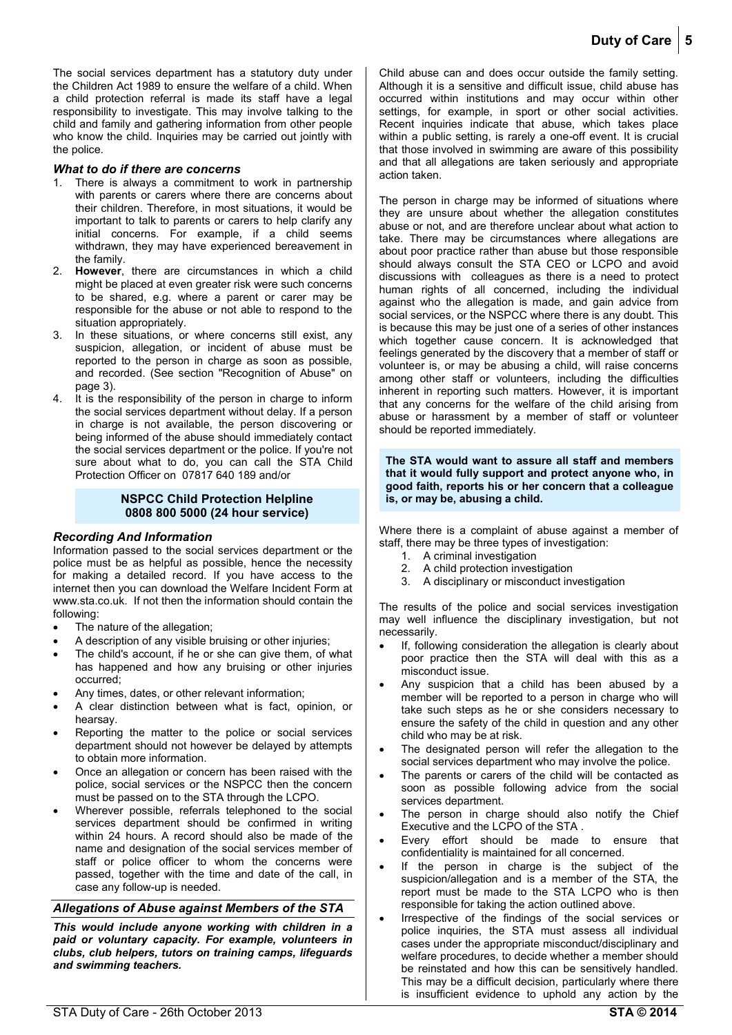The social services department has a statutory duty under the Children Act 1989 to ensure the welfare of a child. When a child protection referral is made its staff have a legal responsibility to investigate. This may involve talking to the child and family and gathering information from other people who know the child. Inquiries may be carried out jointly with the police.

### *What to do if there are concerns*

1. There is always a commitment to work in partnership with parents or carers where there are concerns about their children. Therefore, in most situations, it would be important to talk to parents or carers to help clarify any initial concerns. For example, if a child seems withdrawn, they may have experienced bereavement in the family.
2. **However**, there are circumstances in which a child might be placed at even greater risk were such concerns to be shared, e.g. where a parent or carer may be responsible for the abuse or not able to respond to the situation appropriately.
3. In these situations, or where concerns still exist, any suspicion, allegation, or incident of abuse must be reported to the person in charge as soon as possible, and recorded. (See section "Recognition of Abuse" on page 3).
4. It is the responsibility of the person in charge to inform the social services department without delay. If a person in charge is not available, the person discovering or being informed of the abuse should immediately contact the social services department or the police. If you're not sure about what to do, you can call the STA Child Protection Officer on 07817 640 189 and/or

**NSPCC Child Protection Helpline**
**0808 800 5000 (24 hour service)**

### *Recording And Information*

Information passed to the social services department or the police must be as helpful as possible, hence the necessity for making a detailed record. If you have access to the internet then you can download the Welfare Incident Form at www.sta.co.uk. If not then the information should contain the following:

- The nature of the allegation;
- A description of any visible bruising or other injuries;
- The child's account, if he or she can give them, of what has happened and how any bruising or other injuries occurred;
- Any times, dates, or other relevant information;
- A clear distinction between what is fact, opinion, or hearsay.
- Reporting the matter to the police or social services department should not however be delayed by attempts to obtain more information.
- Once an allegation or concern has been raised with the police, social services or the NSPCC then the concern must be passed on to the STA through the LCPO.
- Wherever possible, referrals telephoned to the social services department should be confirmed in writing within 24 hours. A record should also be made of the name and designation of the social services member of staff or police officer to whom the concerns were passed, together with the time and date of the call, in case any follow-up is needed.

### *Allegations of Abuse against Members of the STA*

***This would include anyone working with children in a paid or voluntary capacity. For example, volunteers in clubs, club helpers, tutors on training camps, lifeguards and swimming teachers.***

Child abuse can and does occur outside the family setting. Although it is a sensitive and difficult issue, child abuse has occurred within institutions and may occur within other settings, for example, in sport or other social activities. Recent inquiries indicate that abuse, which takes place within a public setting, is rarely a one-off event. It is crucial that those involved in swimming are aware of this possibility and that all allegations are taken seriously and appropriate action taken.

The person in charge may be informed of situations where they are unsure about whether the allegation constitutes abuse or not, and are therefore unclear about what action to take. There may be circumstances where allegations are about poor practice rather than abuse but those responsible should always consult the STA CEO or LCPO and avoid discussions with colleagues as there is a need to protect human rights of all concerned, including the individual against who the allegation is made, and gain advice from social services, or the NSPCC where there is any doubt. This is because this may be just one of a series of other instances which together cause concern. It is acknowledged that feelings generated by the discovery that a member of staff or volunteer is, or may be abusing a child, will raise concerns among other staff or volunteers, including the difficulties inherent in reporting such matters. However, it is important that any concerns for the welfare of the child arising from abuse or harassment by a member of staff or volunteer should be reported immediately.

**The STA would want to assure all staff and members that it would fully support and protect anyone who, in good faith, reports his or her concern that a colleague is, or may be, abusing a child.**

Where there is a complaint of abuse against a member of staff, there may be three types of investigation:

1. A criminal investigation
2. A child protection investigation
3. A disciplinary or misconduct investigation

The results of the police and social services investigation may well influence the disciplinary investigation, but not necessarily.

- If, following consideration the allegation is clearly about poor practice then the STA will deal with this as a misconduct issue.
- Any suspicion that a child has been abused by a member will be reported to a person in charge who will take such steps as he or she considers necessary to ensure the safety of the child in question and any other child who may be at risk.
- The designated person will refer the allegation to the social services department who may involve the police.
- The parents or carers of the child will be contacted as soon as possible following advice from the social services department.
- The person in charge should also notify the Chief Executive and the LCPO of the STA .
- Every effort should be made to ensure that confidentiality is maintained for all concerned.
- If the person in charge is the subject of the suspicion/allegation and is a member of the STA, the report must be made to the STA LCPO who is then responsible for taking the action outlined above.
- Irrespective of the findings of the social services or police inquiries, the STA must assess all individual cases under the appropriate misconduct/disciplinary and welfare procedures, to decide whether a member should be reinstated and how this can be sensitively handled. This may be a difficult decision, particularly where there is insufficient evidence to uphold any action by the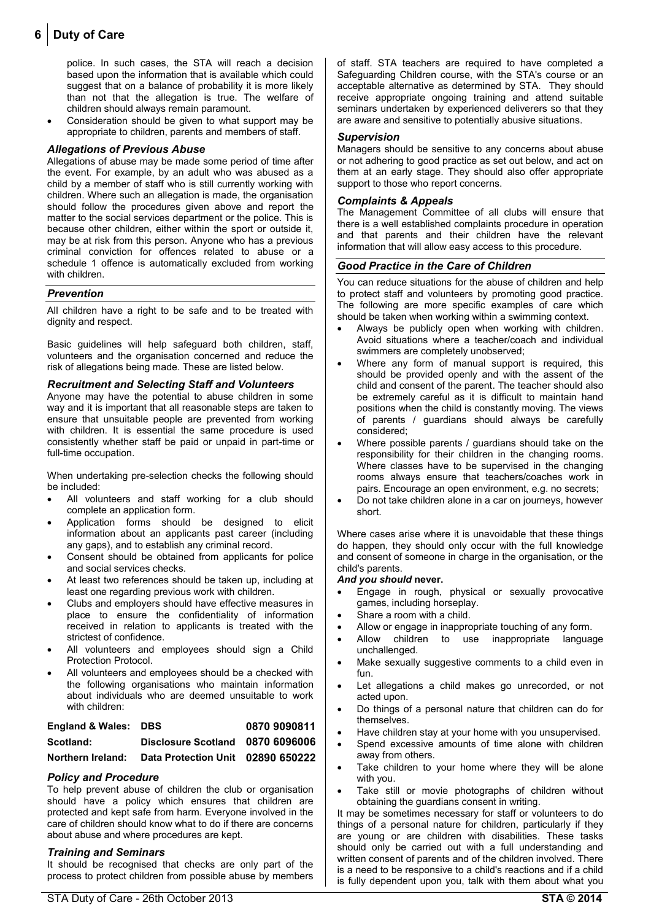police. In such cases, the STA will reach a decision based upon the information that is available which could suggest that on a balance of probability it is more likely than not that the allegation is true. The welfare of children should always remain paramount.

- Consideration should be given to what support may be appropriate to children, parents and members of staff.

### *Allegations of Previous Abuse*

Allegations of abuse may be made some period of time after the event. For example, by an adult who was abused as a child by a member of staff who is still currently working with children. Where such an allegation is made, the organisation should follow the procedures given above and report the matter to the social services department or the police. This is because other children, either within the sport or outside it, may be at risk from this person. Anyone who has a previous criminal conviction for offences related to abuse or a schedule 1 offence is automatically excluded from working with children.

## *Prevention*

All children have a right to be safe and to be treated with dignity and respect.

Basic guidelines will help safeguard both children, staff, volunteers and the organisation concerned and reduce the risk of allegations being made. These are listed below.

### *Recruitment and Selecting Staff and Volunteers*

Anyone may have the potential to abuse children in some way and it is important that all reasonable steps are taken to ensure that unsuitable people are prevented from working with children. It is essential the same procedure is used consistently whether staff be paid or unpaid in part-time or full-time occupation.

When undertaking pre-selection checks the following should be included:

- All volunteers and staff working for a club should complete an application form.
- Application forms should be designed to elicit information about an applicants past career (including any gaps), and to establish any criminal record.
- Consent should be obtained from applicants for police and social services checks.
- At least two references should be taken up, including at least one regarding previous work with children.
- Clubs and employers should have effective measures in place to ensure the confidentiality of information received in relation to applicants is treated with the strictest of confidence.
- All volunteers and employees should sign a Child Protection Protocol.
- All volunteers and employees should be a checked with the following organisations who maintain information about individuals who are deemed unsuitable to work with children:

| | | |
|---|---|---|
| **England & Wales:** | **DBS** | **0870 9090811** |
| **Scotland:** | **Disclosure Scotland** | **0870 6096006** |
| **Northern Ireland:** | **Data Protection Unit** | **02890 650222** |

### *Policy and Procedure*

To help prevent abuse of children the club or organisation should have a policy which ensures that children are protected and kept safe from harm. Everyone involved in the care of children should know what to do if there are concerns about abuse and where procedures are kept.

### *Training and Seminars*

It should be recognised that checks are only part of the process to protect children from possible abuse by members of staff. STA teachers are required to have completed a Safeguarding Children course, with the STA's course or an acceptable alternative as determined by STA. They should receive appropriate ongoing training and attend suitable seminars undertaken by experienced deliverers so that they are aware and sensitive to potentially abusive situations.

### *Supervision*

Managers should be sensitive to any concerns about abuse or not adhering to good practice as set out below, and act on them at an early stage. They should also offer appropriate support to those who report concerns.

### *Complaints & Appeals*

The Management Committee of all clubs will ensure that there is a well established complaints procedure in operation and that parents and their children have the relevant information that will allow easy access to this procedure.

## *Good Practice in the Care of Children*

You can reduce situations for the abuse of children and help to protect staff and volunteers by promoting good practice. The following are more specific examples of care which should be taken when working within a swimming context.

- Always be publicly open when working with children. Avoid situations where a teacher/coach and individual swimmers are completely unobserved;
- Where any form of manual support is required, this should be provided openly and with the assent of the child and consent of the parent. The teacher should also be extremely careful as it is difficult to maintain hand positions when the child is constantly moving. The views of parents / guardians should always be carefully considered;
- Where possible parents / guardians should take on the responsibility for their children in the changing rooms. Where classes have to be supervised in the changing rooms always ensure that teachers/coaches work in pairs. Encourage an open environment, e.g. no secrets;
- Do not take children alone in a car on journeys, however short.

Where cases arise where it is unavoidable that these things do happen, they should only occur with the full knowledge and consent of someone in charge in the organisation, or the child's parents.

***And you should* never.**

- Engage in rough, physical or sexually provocative games, including horseplay.
- Share a room with a child.
- Allow or engage in inappropriate touching of any form.
- Allow children to use inappropriate language unchallenged.
- Make sexually suggestive comments to a child even in fun.
- Let allegations a child makes go unrecorded, or not acted upon.
- Do things of a personal nature that children can do for themselves.
- Have children stay at your home with you unsupervised.
- Spend excessive amounts of time alone with children away from others.
- Take children to your home where they will be alone with you.
- Take still or movie photographs of children without obtaining the guardians consent in writing.

It may be sometimes necessary for staff or volunteers to do things of a personal nature for children, particularly if they are young or are children with disabilities. These tasks should only be carried out with a full understanding and written consent of parents and of the children involved. There is a need to be responsive to a child's reactions and if a child is fully dependent upon you, talk with them about what you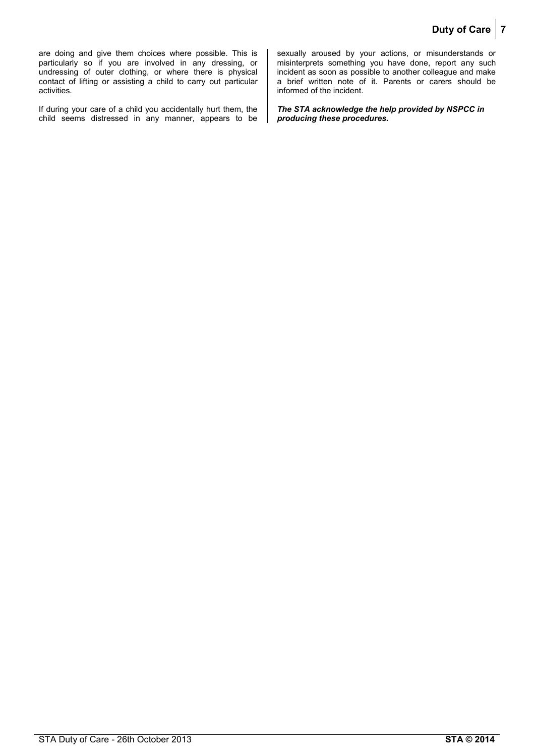are doing and give them choices where possible. This is particularly so if you are involved in any dressing, or undressing of outer clothing, or where there is physical contact of lifting or assisting a child to carry out particular activities.

If during your care of a child you accidentally hurt them, the child seems distressed in any manner, appears to be sexually aroused by your actions, or misunderstands or misinterprets something you have done, report any such incident as soon as possible to another colleague and make a brief written note of it. Parents or carers should be informed of the incident.

***The STA acknowledge the help provided by NSPCC in producing these procedures.***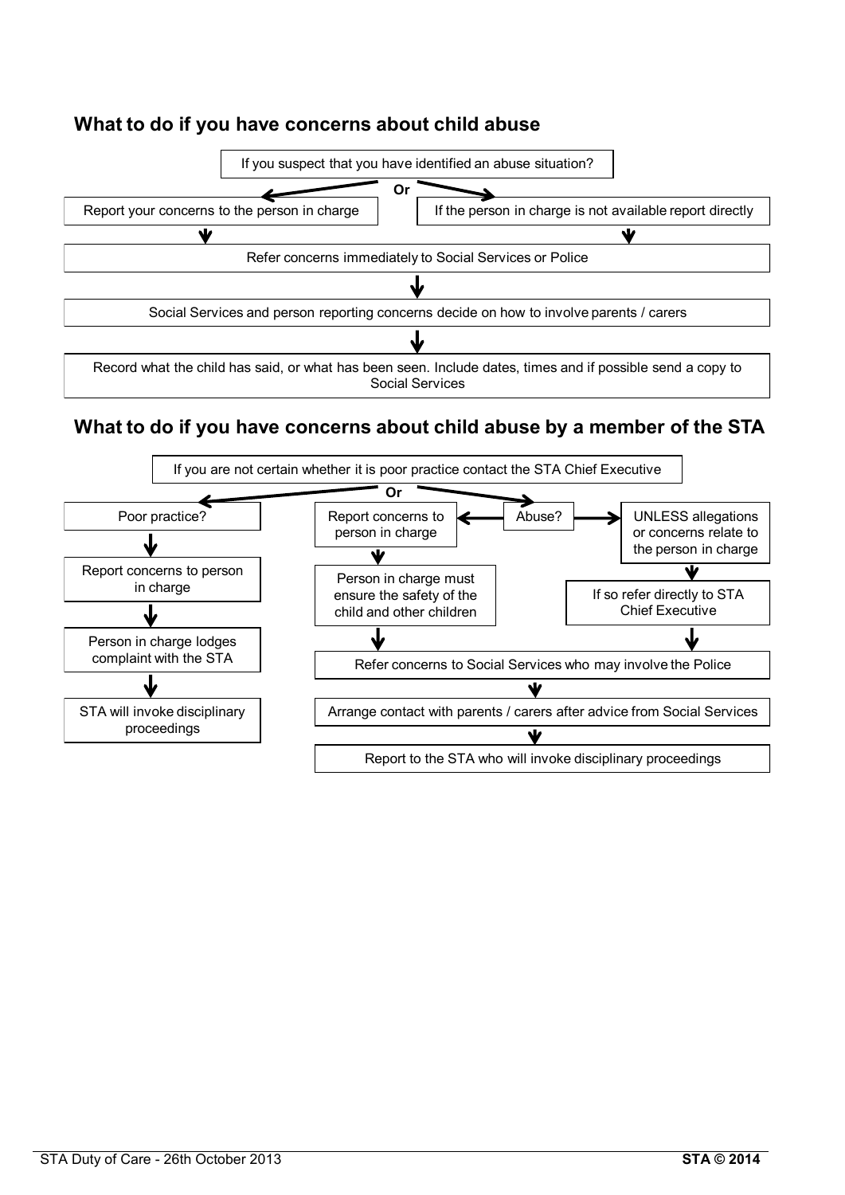## What to do if you have concerns about child abuse

If you suspect that you have identified an abuse situation?

Or

Report your concerns to the person in charge

If the person in charge is not available report directly

Refer concerns immediately to Social Services or Police

Social Services and person reporting concerns decide on how to involve parents / carers

Record what the child has said, or what has been seen. Include dates, times and if possible send a copy to Social Services

## What to do if you have concerns about child abuse by a member of the STA

If you are not certain whether it is poor practice contact the STA Chief Executive

Or

Poor practice?

Report concerns to person in charge

Person in charge lodges complaint with the STA

STA will invoke disciplinary proceedings

Abuse?

Report concerns to person in charge

Person in charge must ensure the safety of the child and other children

UNLESS allegations or concerns relate to the person in charge

If so refer directly to STA Chief Executive

Refer concerns to Social Services who may involve the Police

Arrange contact with parents / carers after advice from Social Services

Report to the STA who will invoke disciplinary proceedings